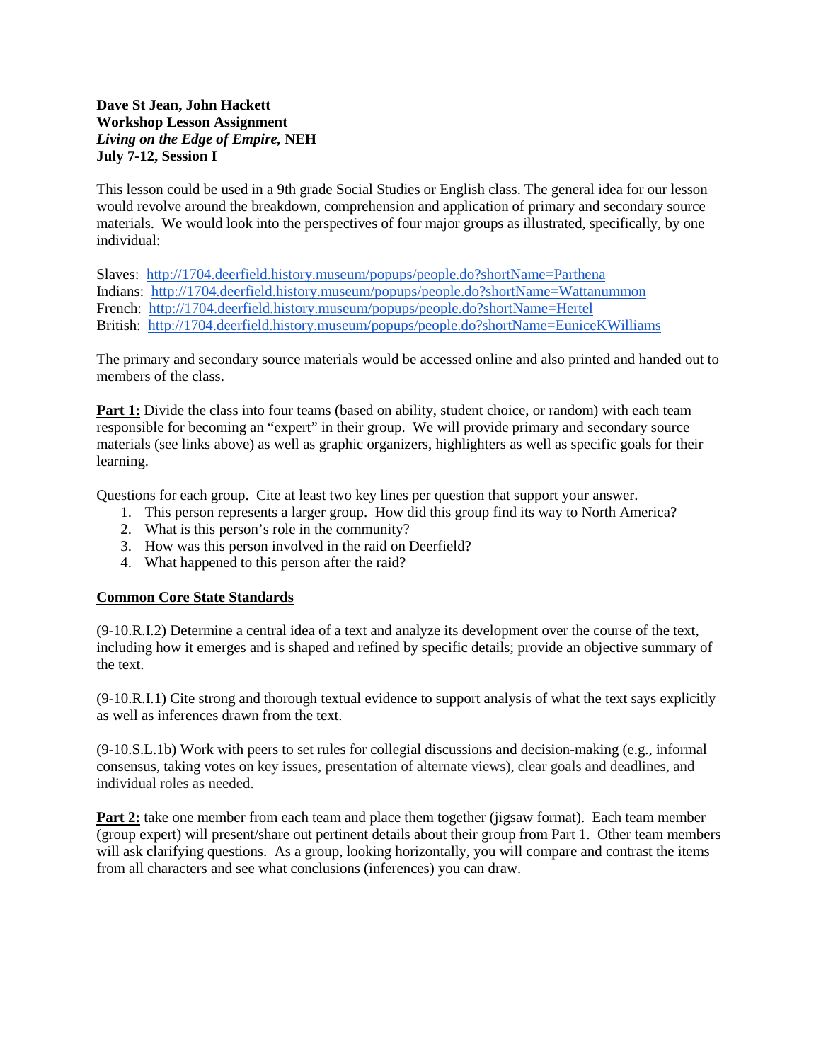**Dave St Jean, John Hackett**
**Workshop Lesson Assignment**
***Living on the Edge of Empire*, NEH**
**July 7-12, Session I**

This lesson could be used in a 9th grade Social Studies or English class. The general idea for our lesson would revolve around the breakdown, comprehension and application of primary and secondary source materials. We would look into the perspectives of four major groups as illustrated, specifically, by one individual:

Slaves: http://1704.deerfield.history.museum/popups/people.do?shortName=Parthena
Indians: http://1704.deerfield.history.museum/popups/people.do?shortName=Wattanummon
French: http://1704.deerfield.history.museum/popups/people.do?shortName=Hertel
British: http://1704.deerfield.history.museum/popups/people.do?shortName=EuniceKWilliams

The primary and secondary source materials would be accessed online and also printed and handed out to members of the class.

**Part 1:** Divide the class into four teams (based on ability, student choice, or random) with each team responsible for becoming an "expert" in their group. We will provide primary and secondary source materials (see links above) as well as graphic organizers, highlighters as well as specific goals for their learning.

Questions for each group. Cite at least two key lines per question that support your answer.

1. This person represents a larger group. How did this group find its way to North America?
2. What is this person's role in the community?
3. How was this person involved in the raid on Deerfield?
4. What happened to this person after the raid?

**Common Core State Standards**

(9-10.R.I.2) Determine a central idea of a text and analyze its development over the course of the text, including how it emerges and is shaped and refined by specific details; provide an objective summary of the text.

(9-10.R.I.1) Cite strong and thorough textual evidence to support analysis of what the text says explicitly as well as inferences drawn from the text.

(9-10.S.L.1b) Work with peers to set rules for collegial discussions and decision-making (e.g., informal consensus, taking votes on key issues, presentation of alternate views), clear goals and deadlines, and individual roles as needed.

**Part 2:** take one member from each team and place them together (jigsaw format). Each team member (group expert) will present/share out pertinent details about their group from Part 1. Other team members will ask clarifying questions. As a group, looking horizontally, you will compare and contrast the items from all characters and see what conclusions (inferences) you can draw.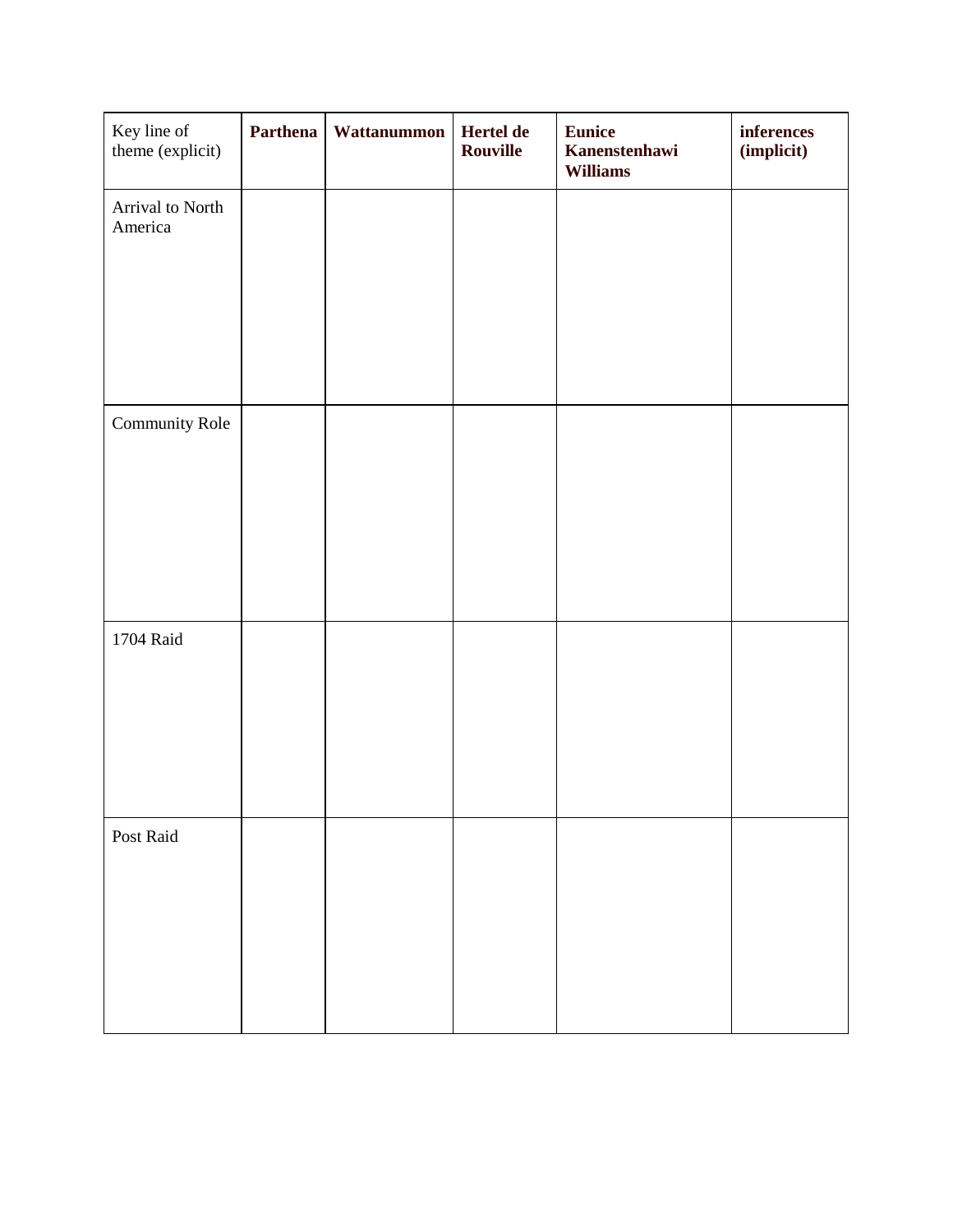| Key line of theme (explicit) | **Parthena** | **Wattanummon** | **Hertel de Rouville** | **Eunice Kanenstenhawi Williams** | **inferences (implicit)** |
|---|---|---|---|---|---|
| Arrival to North America | | | | | |
| Community Role | | | | | |
| 1704 Raid | | | | | |
| Post Raid | | | | | |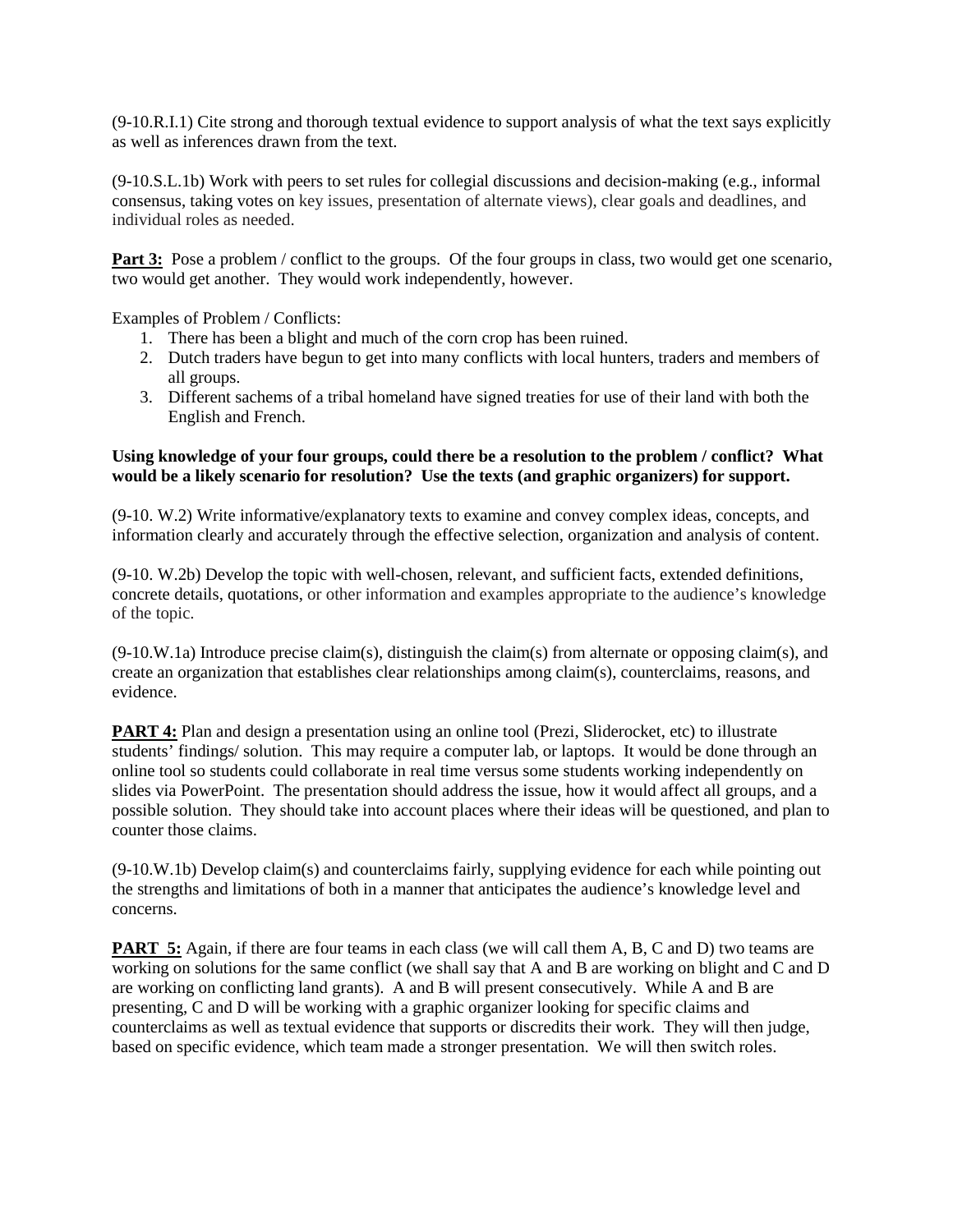(9-10.R.I.1) Cite strong and thorough textual evidence to support analysis of what the text says explicitly as well as inferences drawn from the text.

(9-10.S.L.1b) Work with peers to set rules for collegial discussions and decision-making (e.g., informal consensus, taking votes on key issues, presentation of alternate views), clear goals and deadlines, and individual roles as needed.

**Part 3:** Pose a problem / conflict to the groups. Of the four groups in class, two would get one scenario, two would get another. They would work independently, however.

Examples of Problem / Conflicts:

1. There has been a blight and much of the corn crop has been ruined.
2. Dutch traders have begun to get into many conflicts with local hunters, traders and members of all groups.
3. Different sachems of a tribal homeland have signed treaties for use of their land with both the English and French.

**Using knowledge of your four groups, could there be a resolution to the problem / conflict? What would be a likely scenario for resolution? Use the texts (and graphic organizers) for support.**

(9-10. W.2) Write informative/explanatory texts to examine and convey complex ideas, concepts, and information clearly and accurately through the effective selection, organization and analysis of content.

(9-10. W.2b) Develop the topic with well-chosen, relevant, and sufficient facts, extended definitions, concrete details, quotations, or other information and examples appropriate to the audience's knowledge of the topic.

(9-10.W.1a) Introduce precise claim(s), distinguish the claim(s) from alternate or opposing claim(s), and create an organization that establishes clear relationships among claim(s), counterclaims, reasons, and evidence.

**PART 4:** Plan and design a presentation using an online tool (Prezi, Sliderocket, etc) to illustrate students' findings/ solution. This may require a computer lab, or laptops. It would be done through an online tool so students could collaborate in real time versus some students working independently on slides via PowerPoint. The presentation should address the issue, how it would affect all groups, and a possible solution. They should take into account places where their ideas will be questioned, and plan to counter those claims.

(9-10.W.1b) Develop claim(s) and counterclaims fairly, supplying evidence for each while pointing out the strengths and limitations of both in a manner that anticipates the audience's knowledge level and concerns.

**PART 5:** Again, if there are four teams in each class (we will call them A, B, C and D) two teams are working on solutions for the same conflict (we shall say that A and B are working on blight and C and D are working on conflicting land grants). A and B will present consecutively. While A and B are presenting, C and D will be working with a graphic organizer looking for specific claims and counterclaims as well as textual evidence that supports or discredits their work. They will then judge, based on specific evidence, which team made a stronger presentation. We will then switch roles.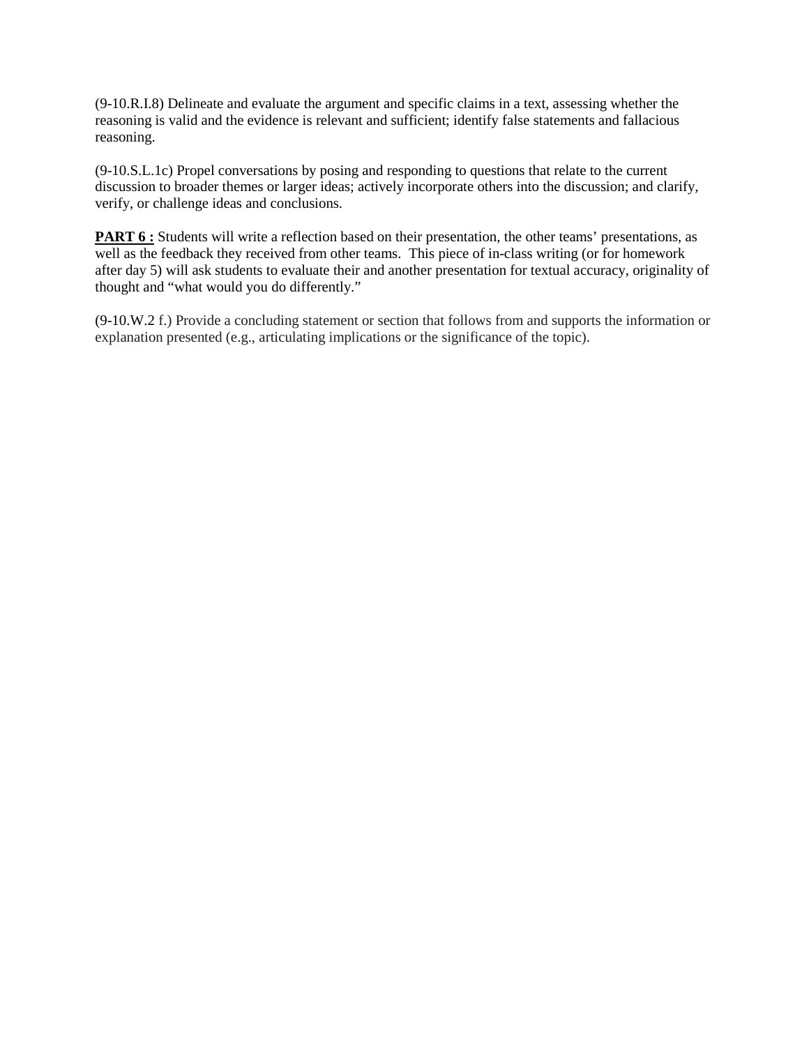(9-10.R.I.8) Delineate and evaluate the argument and specific claims in a text, assessing whether the reasoning is valid and the evidence is relevant and sufficient; identify false statements and fallacious reasoning.

(9-10.S.L.1c) Propel conversations by posing and responding to questions that relate to the current discussion to broader themes or larger ideas; actively incorporate others into the discussion; and clarify, verify, or challenge ideas and conclusions.

**PART 6 :** Students will write a reflection based on their presentation, the other teams' presentations, as well as the feedback they received from other teams. This piece of in-class writing (or for homework after day 5) will ask students to evaluate their and another presentation for textual accuracy, originality of thought and "what would you do differently."

(9-10.W.2 f.) Provide a concluding statement or section that follows from and supports the information or explanation presented (e.g., articulating implications or the significance of the topic).